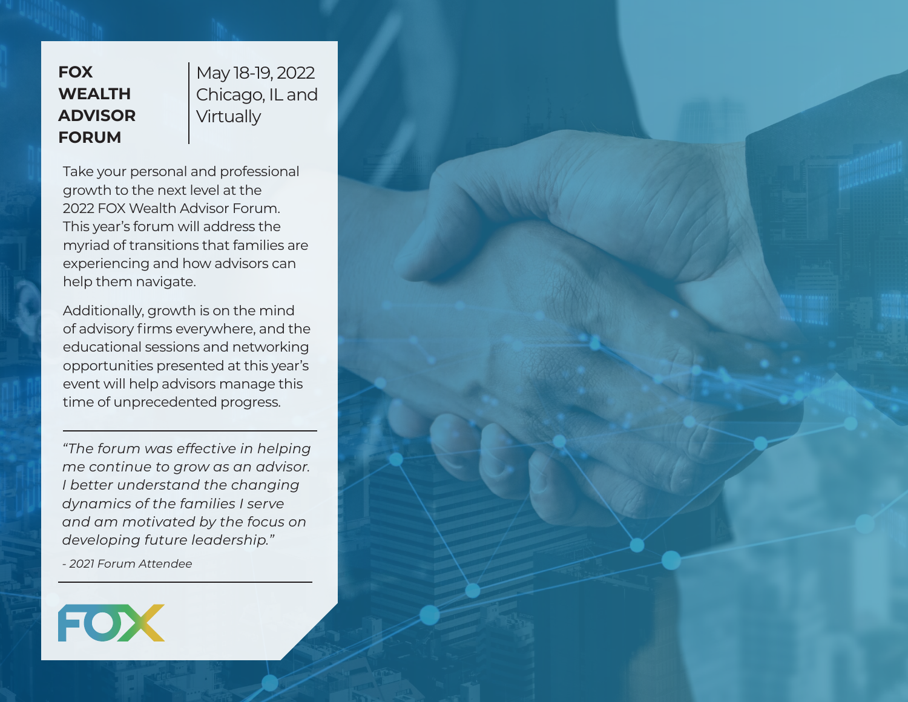# FOX WEALTH ADVISOR FORUM

May 18-19, 2022
Chicago, IL and Virtually

Take your personal and professional growth to the next level at the 2022 FOX Wealth Advisor Forum. This year's forum will address the myriad of transitions that families are experiencing and how advisors can help them navigate.

Additionally, growth is on the mind of advisory firms everywhere, and the educational sessions and networking opportunities presented at this year's event will help advisors manage this time of unprecedented progress.

---

*"The forum was effective in helping me continue to grow as an advisor. I better understand the changing dynamics of the families I serve and am motivated by the focus on developing future leadership."*

*- 2021 Forum Attendee*

---

FOX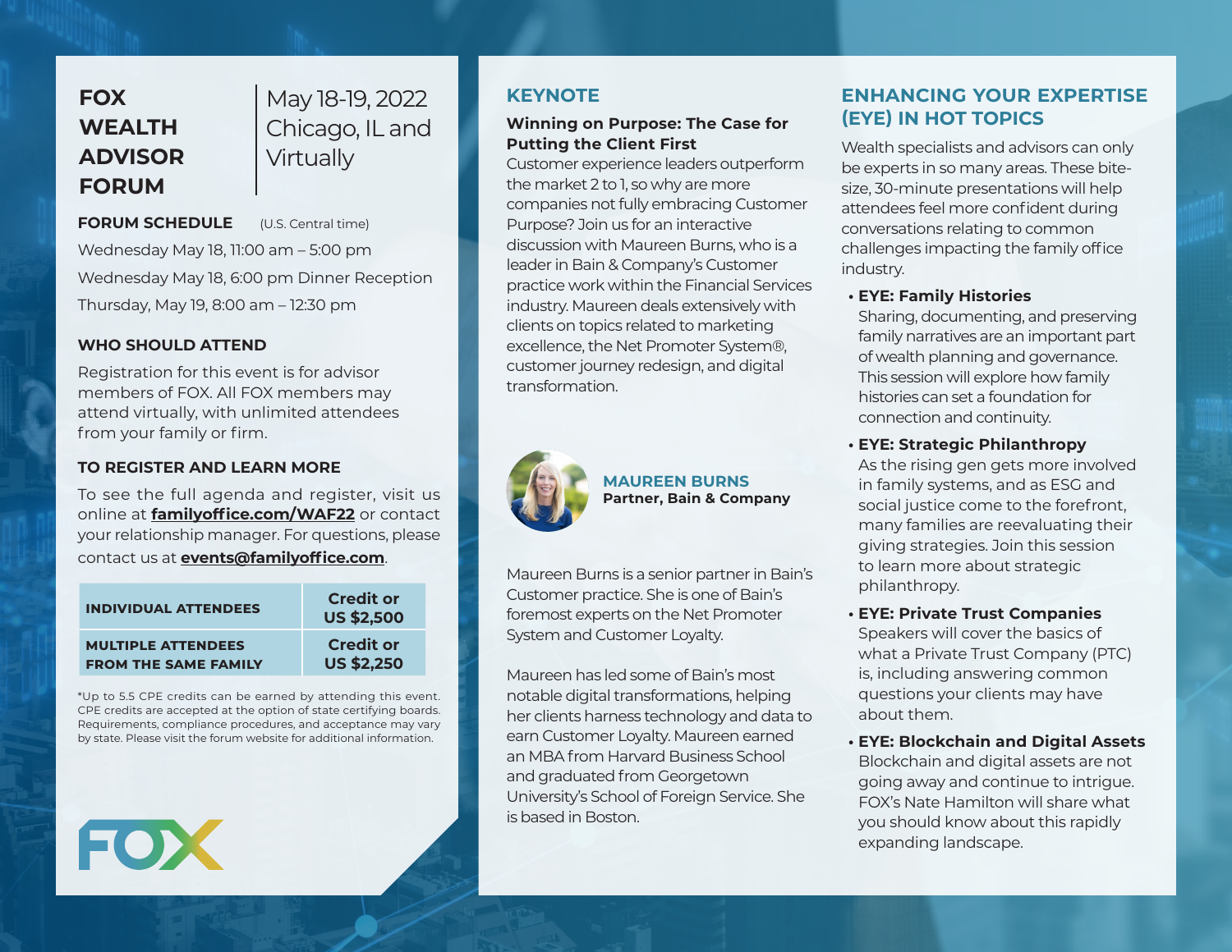# FOX WEALTH ADVISOR FORUM

May 18-19, 2022
Chicago, IL and Virtually

## FORUM SCHEDULE (U.S. Central time)

Wednesday May 18, 11:00 am – 5:00 pm

Wednesday May 18, 6:00 pm Dinner Reception

Thursday, May 19, 8:00 am – 12:30 pm

## WHO SHOULD ATTEND

Registration for this event is for advisor members of FOX. All FOX members may attend virtually, with unlimited attendees from your family or firm.

## TO REGISTER AND LEARN MORE

To see the full agenda and register, visit us online at **familyoffice.com/WAF22** or contact your relationship manager. For questions, please contact us at **events@familyoffice.com**.

| | |
|---|---|
| **INDIVIDUAL ATTENDEES** | **Credit or US $2,500** |
| **MULTIPLE ATTENDEES FROM THE SAME FAMILY** | **Credit or US $2,250** |

*Up to 5.5 CPE credits can be earned by attending this event. CPE credits are accepted at the option of state certifying boards. Requirements, compliance procedures, and acceptance may vary by state. Please visit the forum website for additional information.

FOX

## KEYNOTE

### Winning on Purpose: The Case for Putting the Client First

Customer experience leaders outperform the market 2 to 1, so why are more companies not fully embracing Customer Purpose? Join us for an interactive discussion with Maureen Burns, who is a leader in Bain & Company's Customer practice work within the Financial Services industry. Maureen deals extensively with clients on topics related to marketing excellence, the Net Promoter System®, customer journey redesign, and digital transformation.

**MAUREEN BURNS**
**Partner, Bain & Company**

Maureen Burns is a senior partner in Bain's Customer practice. She is one of Bain's foremost experts on the Net Promoter System and Customer Loyalty.

Maureen has led some of Bain's most notable digital transformations, helping her clients harness technology and data to earn Customer Loyalty. Maureen earned an MBA from Harvard Business School and graduated from Georgetown University's School of Foreign Service. She is based in Boston.

## ENHANCING YOUR EXPERTISE (EYE) IN HOT TOPICS

Wealth specialists and advisors can only be experts in so many areas. These bite-size, 30-minute presentations will help attendees feel more confident during conversations relating to common challenges impacting the family office industry.

- **EYE: Family Histories**
  Sharing, documenting, and preserving family narratives are an important part of wealth planning and governance. This session will explore how family histories can set a foundation for connection and continuity.
- **EYE: Strategic Philanthropy**
  As the rising gen gets more involved in family systems, and as ESG and social justice come to the forefront, many families are reevaluating their giving strategies. Join this session to learn more about strategic philanthropy.
- **EYE: Private Trust Companies**
  Speakers will cover the basics of what a Private Trust Company (PTC) is, including answering common questions your clients may have about them.
- **EYE: Blockchain and Digital Assets**
  Blockchain and digital assets are not going away and continue to intrigue. FOX's Nate Hamilton will share what you should know about this rapidly expanding landscape.